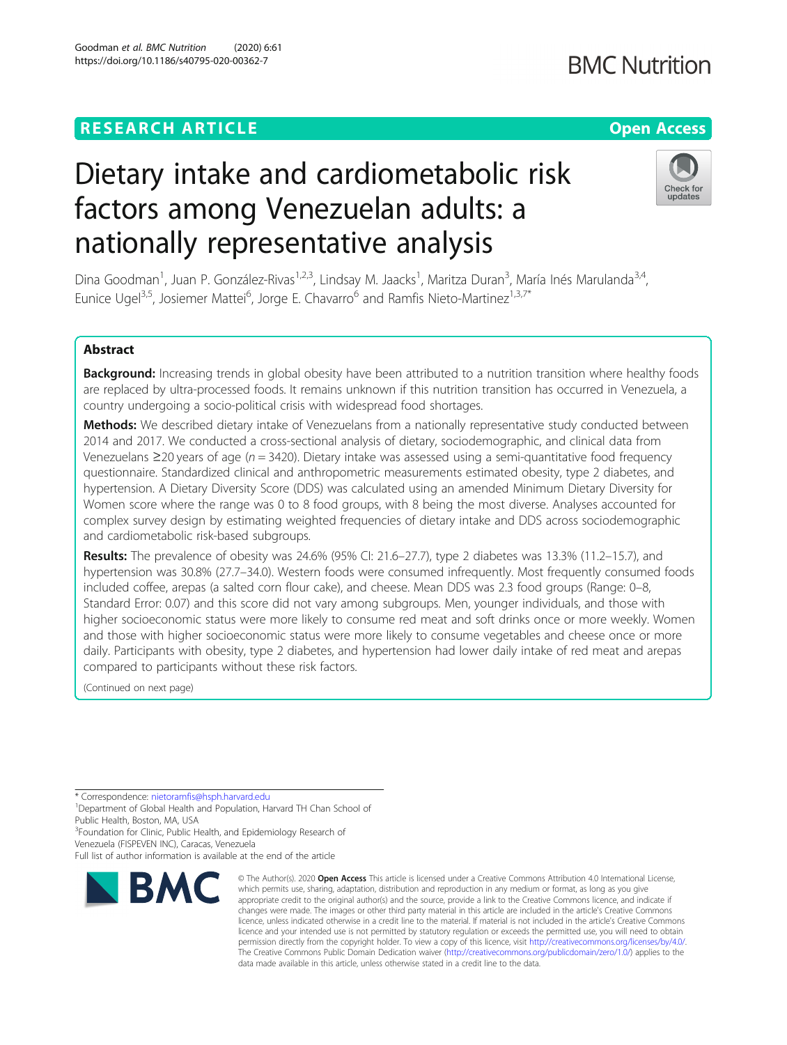# Dietary intake and cardiometabolic risk factors among Venezuelan adults: a nationally representative analysis

Dina Goodman[1], Juan P. González-Rivas[1,2,3], Lindsay M. Jaacks[1], Maritza Duran[3], María Inés Marulanda[3,4], Eunice Ugel[3,5], Josiemer Mattei[6], Jorge E. Chavarro[6] and Ramfis Nieto-Martinez[1,3,7*]

## Abstract

**Background:** Increasing trends in global obesity have been attributed to a nutrition transition where healthy foods are replaced by ultra-processed foods. It remains unknown if this nutrition transition has occurred in Venezuela, a country undergoing a socio-political crisis with widespread food shortages.

**Methods:** We described dietary intake of Venezuelans from a nationally representative study conducted between 2014 and 2017. We conducted a cross-sectional analysis of dietary, sociodemographic, and clinical data from Venezuelans ≥20 years of age (*n* = 3420). Dietary intake was assessed using a semi-quantitative food frequency questionnaire. Standardized clinical and anthropometric measurements estimated obesity, type 2 diabetes, and hypertension. A Dietary Diversity Score (DDS) was calculated using an amended Minimum Dietary Diversity for Women score where the range was 0 to 8 food groups, with 8 being the most diverse. Analyses accounted for complex survey design by estimating weighted frequencies of dietary intake and DDS across sociodemographic and cardiometabolic risk-based subgroups.

**Results:** The prevalence of obesity was 24.6% (95% CI: 21.6–27.7), type 2 diabetes was 13.3% (11.2–15.7), and hypertension was 30.8% (27.7–34.0). Western foods were consumed infrequently. Most frequently consumed foods included coffee, arepas (a salted corn flour cake), and cheese. Mean DDS was 2.3 food groups (Range: 0–8, Standard Error: 0.07) and this score did not vary among subgroups. Men, younger individuals, and those with higher socioeconomic status were more likely to consume red meat and soft drinks once or more weekly. Women and those with higher socioeconomic status were more likely to consume vegetables and cheese once or more daily. Participants with obesity, type 2 diabetes, and hypertension had lower daily intake of red meat and arepas compared to participants without these risk factors.

(Continued on next page)

\* Correspondence: nietoramfis@hsph.harvard.edu

[1]Department of Global Health and Population, Harvard TH Chan School of Public Health, Boston, MA, USA

[3]Foundation for Clinic, Public Health, and Epidemiology Research of Venezuela (FISPEVEN INC), Caracas, Venezuela

Full list of author information is available at the end of the article

© The Author(s). 2020 **Open Access** This article is licensed under a Creative Commons Attribution 4.0 International License, which permits use, sharing, adaptation, distribution and reproduction in any medium or format, as long as you give appropriate credit to the original author(s) and the source, provide a link to the Creative Commons licence, and indicate if changes were made. The images or other third party material in this article are included in the article's Creative Commons licence, unless indicated otherwise in a credit line to the material. If material is not included in the article's Creative Commons licence and your intended use is not permitted by statutory regulation or exceeds the permitted use, you will need to obtain permission directly from the copyright holder. To view a copy of this licence, visit http://creativecommons.org/licenses/by/4.0/. The Creative Commons Public Domain Dedication waiver (http://creativecommons.org/publicdomain/zero/1.0/) applies to the data made available in this article, unless otherwise stated in a credit line to the data.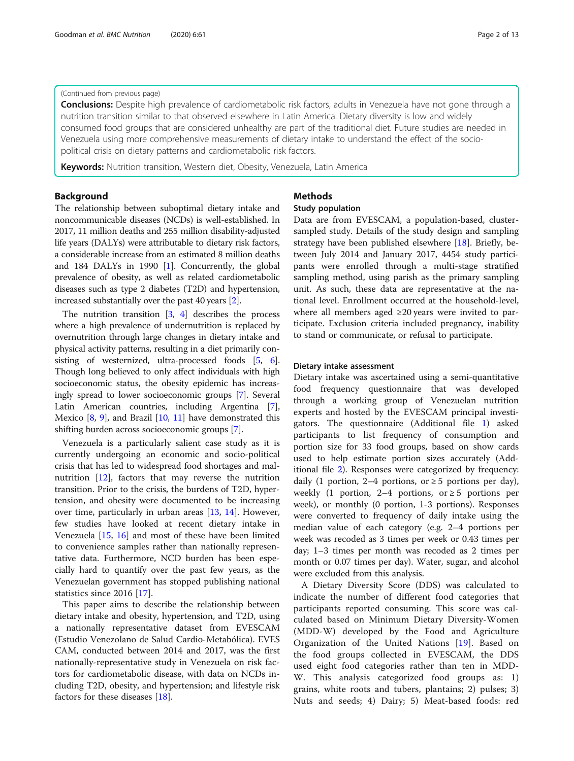(Continued from previous page)

**Conclusions:** Despite high prevalence of cardiometabolic risk factors, adults in Venezuela have not gone through a nutrition transition similar to that observed elsewhere in Latin America. Dietary diversity is low and widely consumed food groups that are considered unhealthy are part of the traditional diet. Future studies are needed in Venezuela using more comprehensive measurements of dietary intake to understand the effect of the socio-political crisis on dietary patterns and cardiometabolic risk factors.

**Keywords:** Nutrition transition, Western diet, Obesity, Venezuela, Latin America

## Background

The relationship between suboptimal dietary intake and noncommunicable diseases (NCDs) is well-established. In 2017, 11 million deaths and 255 million disability-adjusted life years (DALYs) were attributable to dietary risk factors, a considerable increase from an estimated 8 million deaths and 184 DALYs in 1990 [1]. Concurrently, the global prevalence of obesity, as well as related cardiometabolic diseases such as type 2 diabetes (T2D) and hypertension, increased substantially over the past 40 years [2].

The nutrition transition [3, 4] describes the process where a high prevalence of undernutrition is replaced by overnutrition through large changes in dietary intake and physical activity patterns, resulting in a diet primarily consisting of westernized, ultra-processed foods [5, 6]. Though long believed to only affect individuals with high socioeconomic status, the obesity epidemic has increasingly spread to lower socioeconomic groups [7]. Several Latin American countries, including Argentina [7], Mexico [8, 9], and Brazil [10, 11] have demonstrated this shifting burden across socioeconomic groups [7].

Venezuela is a particularly salient case study as it is currently undergoing an economic and socio-political crisis that has led to widespread food shortages and malnutrition [12], factors that may reverse the nutrition transition. Prior to the crisis, the burdens of T2D, hypertension, and obesity were documented to be increasing over time, particularly in urban areas [13, 14]. However, few studies have looked at recent dietary intake in Venezuela [15, 16] and most of these have been limited to convenience samples rather than nationally representative data. Furthermore, NCD burden has been especially hard to quantify over the past few years, as the Venezuelan government has stopped publishing national statistics since 2016 [17].

This paper aims to describe the relationship between dietary intake and obesity, hypertension, and T2D, using a nationally representative dataset from EVESCAM (Estudio Venezolano de Salud Cardio-Metabólica). EVESCAM, conducted between 2014 and 2017, was the first nationally-representative study in Venezuela on risk factors for cardiometabolic disease, with data on NCDs including T2D, obesity, and hypertension; and lifestyle risk factors for these diseases [18].

## Methods

### Study population

Data are from EVESCAM, a population-based, cluster-sampled study. Details of the study design and sampling strategy have been published elsewhere [18]. Briefly, between July 2014 and January 2017, 4454 study participants were enrolled through a multi-stage stratified sampling method, using parish as the primary sampling unit. As such, these data are representative at the national level. Enrollment occurred at the household-level, where all members aged ≥20 years were invited to participate. Exclusion criteria included pregnancy, inability to stand or communicate, or refusal to participate.

### Dietary intake assessment

Dietary intake was ascertained using a semi-quantitative food frequency questionnaire that was developed through a working group of Venezuelan nutrition experts and hosted by the EVESCAM principal investigators. The questionnaire (Additional file 1) asked participants to list frequency of consumption and portion size for 33 food groups, based on show cards used to help estimate portion sizes accurately (Additional file 2). Responses were categorized by frequency: daily (1 portion, 2–4 portions, or ≥ 5 portions per day), weekly (1 portion, 2–4 portions, or ≥ 5 portions per week), or monthly (0 portion, 1-3 portions). Responses were converted to frequency of daily intake using the median value of each category (e.g. 2–4 portions per week was recoded as 3 times per week or 0.43 times per day; 1–3 times per month was recoded as 2 times per month or 0.07 times per day). Water, sugar, and alcohol were excluded from this analysis.

A Dietary Diversity Score (DDS) was calculated to indicate the number of different food categories that participants reported consuming. This score was calculated based on Minimum Dietary Diversity-Women (MDD-W) developed by the Food and Agriculture Organization of the United Nations [19]. Based on the food groups collected in EVESCAM, the DDS used eight food categories rather than ten in MDD-W. This analysis categorized food groups as: 1) grains, white roots and tubers, plantains; 2) pulses; 3) Nuts and seeds; 4) Dairy; 5) Meat-based foods: red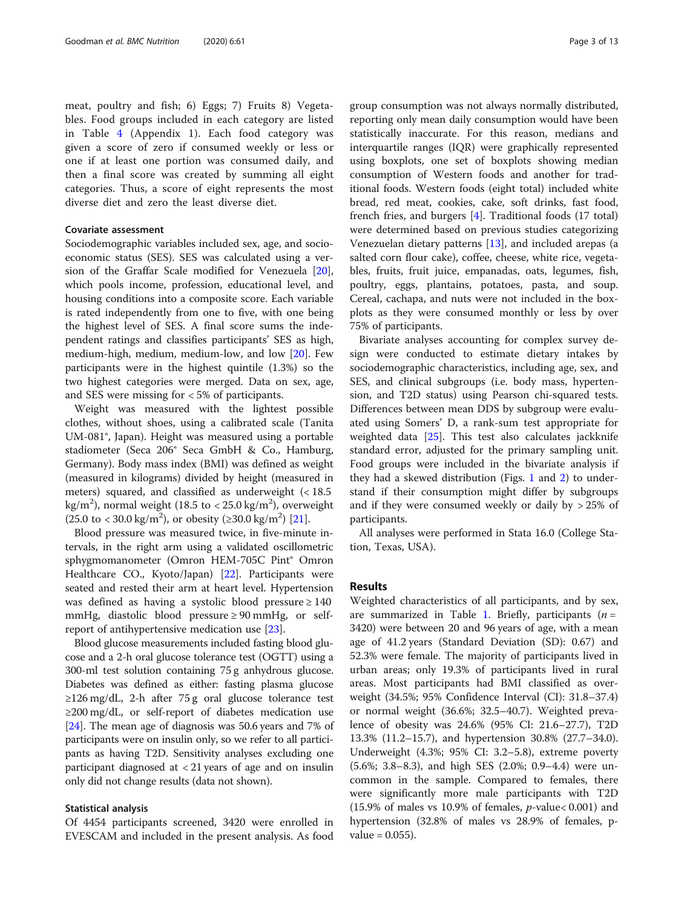meat, poultry and fish; 6) Eggs; 7) Fruits 8) Vegetables. Food groups included in each category are listed in Table 4 (Appendix 1). Each food category was given a score of zero if consumed weekly or less or one if at least one portion was consumed daily, and then a final score was created by summing all eight categories. Thus, a score of eight represents the most diverse diet and zero the least diverse diet.

### Covariate assessment

Sociodemographic variables included sex, age, and socioeconomic status (SES). SES was calculated using a version of the Graffar Scale modified for Venezuela [20], which pools income, profession, educational level, and housing conditions into a composite score. Each variable is rated independently from one to five, with one being the highest level of SES. A final score sums the independent ratings and classifies participants' SES as high, medium-high, medium, medium-low, and low [20]. Few participants were in the highest quintile (1.3%) so the two highest categories were merged. Data on sex, age, and SES were missing for < 5% of participants.

Weight was measured with the lightest possible clothes, without shoes, using a calibrated scale (Tanita UM-081®, Japan). Height was measured using a portable stadiometer (Seca 206® Seca GmbH & Co., Hamburg, Germany). Body mass index (BMI) was defined as weight (measured in kilograms) divided by height (measured in meters) squared, and classified as underweight (< 18.5 $kg/m^2$), normal weight (18.5 to < 25.0 $kg/m^2$), overweight (25.0 to < 30.0 $kg/m^2$), or obesity (≥30.0 $kg/m^2$) [21].

Blood pressure was measured twice, in five-minute intervals, in the right arm using a validated oscillometric sphygmomanometer (Omron HEM-705C Pint® Omron Healthcare CO., Kyoto/Japan) [22]. Participants were seated and rested their arm at heart level. Hypertension was defined as having a systolic blood pressure ≥ 140 mmHg, diastolic blood pressure ≥ 90 mmHg, or self-report of antihypertensive medication use [23].

Blood glucose measurements included fasting blood glucose and a 2-h oral glucose tolerance test (OGTT) using a 300-ml test solution containing 75 g anhydrous glucose. Diabetes was defined as either: fasting plasma glucose ≥126 mg/dL, 2-h after 75 g oral glucose tolerance test ≥200 mg/dL, or self-report of diabetes medication use [24]. The mean age of diagnosis was 50.6 years and 7% of participants were on insulin only, so we refer to all participants as having T2D. Sensitivity analyses excluding one participant diagnosed at < 21 years of age and on insulin only did not change results (data not shown).

### Statistical analysis

Of 4454 participants screened, 3420 were enrolled in EVESCAM and included in the present analysis. As food group consumption was not always normally distributed, reporting only mean daily consumption would have been statistically inaccurate. For this reason, medians and interquartile ranges (IQR) were graphically represented using boxplots, one set of boxplots showing median consumption of Western foods and another for traditional foods. Western foods (eight total) included white bread, red meat, cookies, cake, soft drinks, fast food, french fries, and burgers [4]. Traditional foods (17 total) were determined based on previous studies categorizing Venezuelan dietary patterns [13], and included arepas (a salted corn flour cake), coffee, cheese, white rice, vegetables, fruits, fruit juice, empanadas, oats, legumes, fish, poultry, eggs, plantains, potatoes, pasta, and soup. Cereal, cachapa, and nuts were not included in the boxplots as they were consumed monthly or less by over 75% of participants.

Bivariate analyses accounting for complex survey design were conducted to estimate dietary intakes by sociodemographic characteristics, including age, sex, and SES, and clinical subgroups (i.e. body mass, hypertension, and T2D status) using Pearson chi-squared tests. Differences between mean DDS by subgroup were evaluated using Somers' D, a rank-sum test appropriate for weighted data [25]. This test also calculates jackknife standard error, adjusted for the primary sampling unit. Food groups were included in the bivariate analysis if they had a skewed distribution (Figs. 1 and 2) to understand if their consumption might differ by subgroups and if they were consumed weekly or daily by > 25% of participants.

All analyses were performed in Stata 16.0 (College Station, Texas, USA).

## Results

Weighted characteristics of all participants, and by sex, are summarized in Table 1. Briefly, participants ($n$ = 3420) were between 20 and 96 years of age, with a mean age of 41.2 years (Standard Deviation (SD): 0.67) and 52.3% were female. The majority of participants lived in urban areas; only 19.3% of participants lived in rural areas. Most participants had BMI classified as overweight (34.5%; 95% Confidence Interval (CI): 31.8–37.4) or normal weight (36.6%; 32.5–40.7). Weighted prevalence of obesity was 24.6% (95% CI: 21.6–27.7), T2D 13.3% (11.2–15.7), and hypertension 30.8% (27.7–34.0). Underweight (4.3%; 95% CI: 3.2–5.8), extreme poverty (5.6%; 3.8–8.3), and high SES (2.0%; 0.9–4.4) were uncommon in the sample. Compared to females, there were significantly more male participants with T2D (15.9% of males vs 10.9% of females, $p$-value< 0.001) and hypertension (32.8% of males vs 28.9% of females, p-value = 0.055).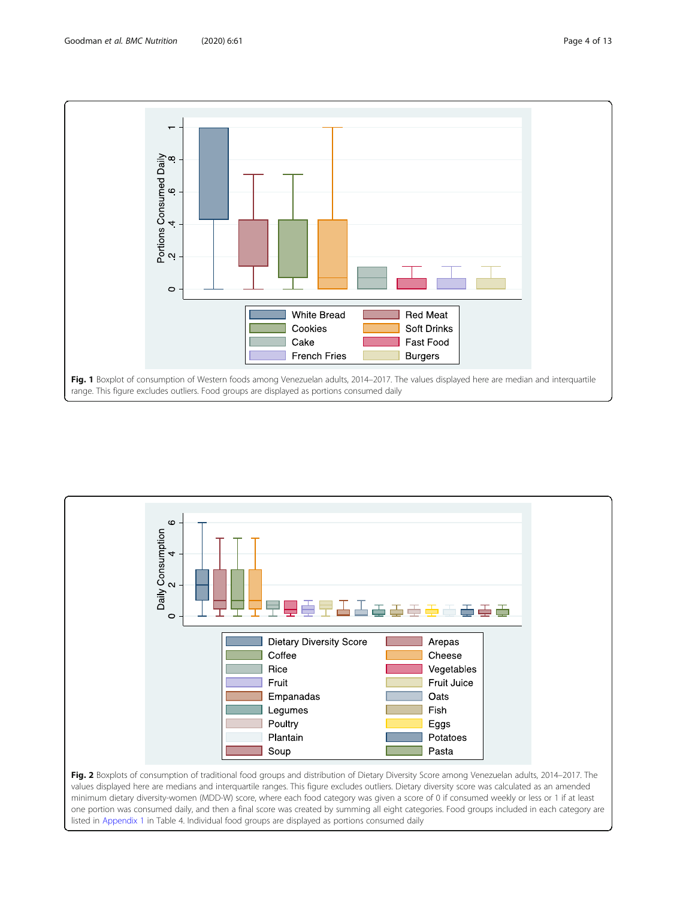**Fig. 1** Boxplot of consumption of Western foods among Venezuelan adults, 2014–2017. The values displayed here are median and interquartile range. This figure excludes outliers. Food groups are displayed as portions consumed daily

**Fig. 2** Boxplots of consumption of traditional food groups and distribution of Dietary Diversity Score among Venezuelan adults, 2014–2017. The values displayed here are medians and interquartile ranges. This figure excludes outliers. Dietary diversity score was calculated as an amended minimum dietary diversity-women (MDD-W) score, where each food category was given a score of 0 if consumed weekly or less or 1 if at least one portion was consumed daily, and then a final score was created by summing all eight categories. Food groups included in each category are listed in Appendix 1 in Table 4. Individual food groups are displayed as portions consumed daily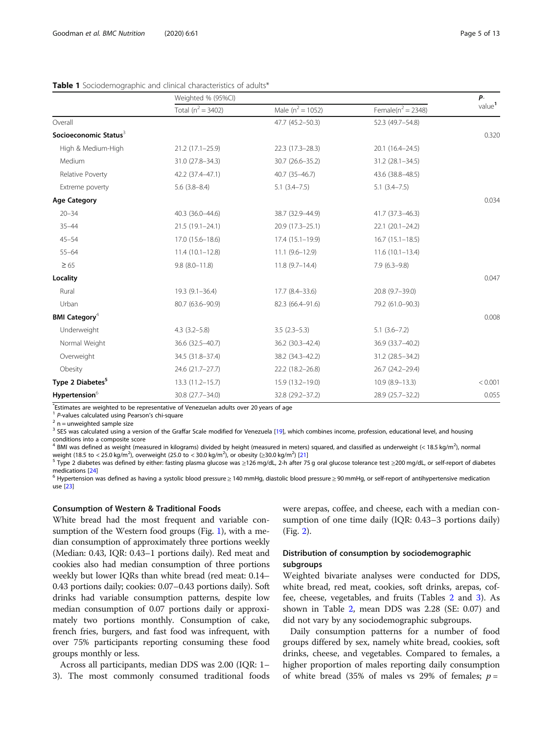**Table 1** Sociodemographic and clinical characteristics of adults*

| | Weighted % (95%CI) | | | *P*-value[1] |
|---|---|---|---|---|
| | Total ($n^2$ = 3402) | Male ($n^2$ = 1052) | Female($n^2$ = 2348) | |
| Overall | | 47.7 (45.2–50.3) | 52.3 (49.7–54.8) | |
| **Socioeconomic Status**[3] | | | | 0.320 |
| High & Medium-High | 21.2 (17.1–25.9) | 22.3 (17.3–28.3) | 20.1 (16.4–24.5) | |
| Medium | 31.0 (27.8–34.3) | 30.7 (26.6–35.2) | 31.2 (28.1–34.5) | |
| Relative Poverty | 42.2 (37.4–47.1) | 40.7 (35–46.7) | 43.6 (38.8–48.5) | |
| Extreme poverty | 5.6 (3.8–8.4) | 5.1 (3.4–7.5) | 5.1 (3.4–7.5) | |
| **Age Category** | | | | 0.034 |
| 20–34 | 40.3 (36.0–44.6) | 38.7 (32.9–44.9) | 41.7 (37.3–46.3) | |
| 35–44 | 21.5 (19.1–24.1) | 20.9 (17.3–25.1) | 22.1 (20.1–24.2) | |
| 45–54 | 17.0 (15.6–18.6) | 17.4 (15.1–19.9) | 16.7 (15.1–18.5) | |
| 55–64 | 11.4 (10.1–12.8) | 11.1 (9.6–12.9) | 11.6 (10.1–13.4) | |
| ≥ 65 | 9.8 (8.0–11.8) | 11.8 (9.7–14.4) | 7.9 (6.3–9.8) | |
| **Locality** | | | | 0.047 |
| Rural | 19.3 (9.1–36.4) | 17.7 (8.4–33.6) | 20.8 (9.7–39.0) | |
| Urban | 80.7 (63.6–90.9) | 82.3 (66.4–91.6) | 79.2 (61.0–90.3) | |
| **BMI Category**[4] | | | | 0.008 |
| Underweight | 4.3 (3.2–5.8) | 3.5 (2.3–5.3) | 5.1 (3.6–7.2) | |
| Normal Weight | 36.6 (32.5–40.7) | 36.2 (30.3–42.4) | 36.9 (33.7–40.2) | |
| Overweight | 34.5 (31.8–37.4) | 38.2 (34.3–42.2) | 31.2 (28.5–34.2) | |
| Obesity | 24.6 (21.7–27.7) | 22.2 (18.2–26.8) | 26.7 (24.2–29.4) | |
| **Type 2 Diabetes**[5] | 13.3 (11.2–15.7) | 15.9 (13.2–19.0) | 10.9 (8.9–13.3) | < 0.001 |
| **Hypertension**[6] | 30.8 (27.7–34.0) | 32.8 (29.2–37.2) | 28.9 (25.7–32.2) | 0.055 |

*Estimates are weighted to be representative of Venezuelan adults over 20 years of age
[1] *P*-values calculated using Pearson's chi-square
[2] n = unweighted sample size
[3] SES was calculated using a version of the Graffar Scale modified for Venezuela [19], which combines income, profession, educational level, and housing conditions into a composite score
[4] BMI was defined as weight (measured in kilograms) divided by height (measured in meters) squared, and classified as underweight (< 18.5 kg/m$^2$), normal weight (18.5 to < 25.0 kg/m$^2$), overweight (25.0 to < 30.0 kg/m$^2$), or obesity (≥30.0 kg/m$^2$) [21]
[5] Type 2 diabetes was defined by either: fasting plasma glucose was ≥126 mg/dL, 2-h after 75 g oral glucose tolerance test ≥200 mg/dL, or self-report of diabetes medications [24]
[6] Hypertension was defined as having a systolic blood pressure ≥ 140 mmHg, diastolic blood pressure ≥ 90 mmHg, or self-report of antihypertensive medication use [23]

### Consumption of Western & Traditional Foods

White bread had the most frequent and variable consumption of the Western food groups (Fig. 1), with a median consumption of approximately three portions weekly (Median: 0.43, IQR: 0.43–1 portions daily). Red meat and cookies also had median consumption of three portions weekly but lower IQRs than white bread (red meat: 0.14–0.43 portions daily; cookies: 0.07–0.43 portions daily). Soft drinks had variable consumption patterns, despite low median consumption of 0.07 portions daily or approximately two portions monthly. Consumption of cake, french fries, burgers, and fast food was infrequent, with over 75% participants reporting consuming these food groups monthly or less.

Across all participants, median DDS was 2.00 (IQR: 1–3). The most commonly consumed traditional foods were arepas, coffee, and cheese, each with a median consumption of one time daily (IQR: 0.43–3 portions daily) (Fig. 2).

### Distribution of consumption by sociodemographic subgroups

Weighted bivariate analyses were conducted for DDS, white bread, red meat, cookies, soft drinks, arepas, coffee, cheese, vegetables, and fruits (Tables 2 and 3). As shown in Table 2, mean DDS was 2.28 (SE: 0.07) and did not vary by any sociodemographic subgroups.

Daily consumption patterns for a number of food groups differed by sex, namely white bread, cookies, soft drinks, cheese, and vegetables. Compared to females, a higher proportion of males reporting daily consumption of white bread (35% of males vs 29% of females; $p$ =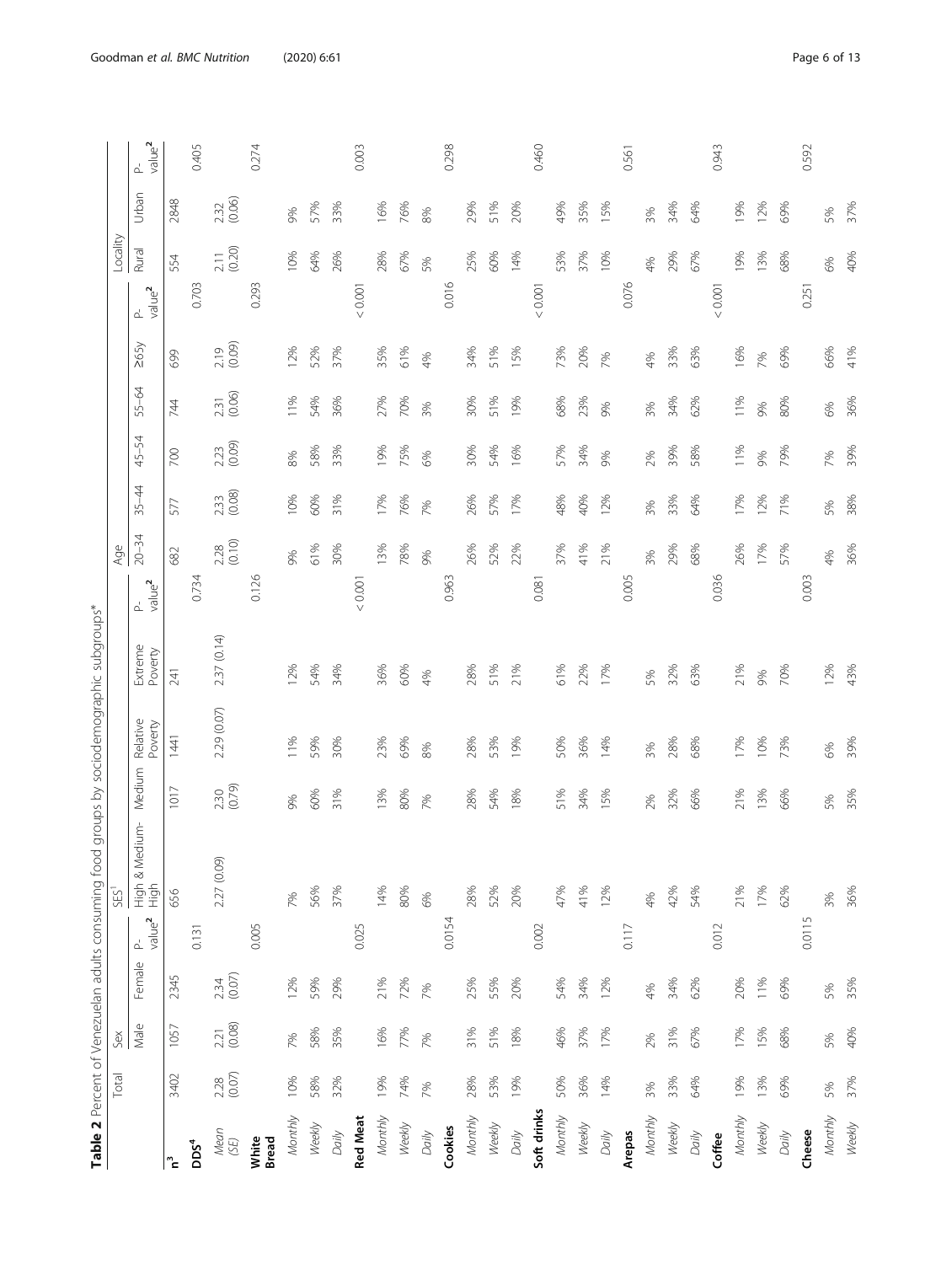**Table 2** Percent of Venezuelan adults consuming food groups by sociodemographic subgroups*

| | Total | Sex | | | SES[1] | | | | | Age | | | | | | | Locality | | |
|---|---|---|---|---|---|---|---|---|---|---|---|---|---|---|---|---|---|---|---|
| | | Male | Female | P-value[2] | High & Medium-High | Medium | Relative Poverty | Extreme Poverty | P-value[2] | 20–34 | 35–44 | 45–54 | 55–64 | ≥65y | P-value[2] | Rural | Urban | P-value[2] |
| **n**[3] | 3402 | 1057 | 2345 | | 656 | 1017 | 1441 | 241 | | 682 | 577 | 700 | 744 | 699 | | 554 | 2848 | |
| **DDS**[4] | | | | 0.131 | | | | | 0.734 | | | | | | 0.703 | | | 0.405 |
| *Mean (SE)* | 2.28 (0.07) | 2.21 (0.08) | 2.34 (0.07) | | 2.27 (0.09) | 2.30 (0.79) | 2.29 (0.07) | 2.37 (0.14) | | 2.28 (0.10) | 2.33 (0.08) | 2.23 (0.09) | 2.31 (0.06) | 2.19 (0.09) | | 2.11 (0.20) | 2.32 (0.06) | |
| **White Bread** | | | | 0.005 | | | | | 0.126 | | | | | | 0.293 | | | 0.274 |
| *Monthly* | 10% | 7% | 12% | | 7% | 9% | 11% | 12% | | 9% | 10% | 8% | 11% | 12% | | 10% | 9% | |
| *Weekly* | 58% | 58% | 59% | | 56% | 60% | 59% | 54% | | 61% | 60% | 58% | 54% | 52% | | 64% | 57% | |
| *Daily* | 32% | 35% | 29% | | 37% | 31% | 30% | 34% | | 30% | 31% | 33% | 36% | 37% | | 26% | 33% | |
| **Red Meat** | | | | 0.025 | | | | | < 0.001 | | | | | | < 0.001 | | | 0.003 |
| *Monthly* | 19% | 16% | 21% | | 14% | 13% | 23% | 36% | | 13% | 17% | 19% | 27% | 35% | | 28% | 16% | |
| *Weekly* | 74% | 77% | 72% | | 80% | 80% | 69% | 60% | | 78% | 76% | 75% | 70% | 61% | | 67% | 76% | |
| *Daily* | 7% | 7% | 7% | | 6% | 7% | 8% | 4% | | 9% | 7% | 6% | 3% | 4% | | 5% | 8% | |
| **Cookies** | | | | 0.0154 | | | | | 0.963 | | | | | | 0.016 | | | 0.298 |
| *Monthly* | 28% | 31% | 25% | | 28% | 28% | 28% | 28% | | 26% | 26% | 30% | 30% | 34% | | 25% | 29% | |
| *Weekly* | 53% | 51% | 55% | | 52% | 54% | 53% | 51% | | 52% | 57% | 54% | 51% | 51% | | 60% | 51% | |
| *Daily* | 19% | 18% | 20% | | 20% | 18% | 19% | 21% | | 22% | 17% | 16% | 19% | 15% | | 14% | 20% | |
| **Soft drinks** | | | | 0.002 | | | | | 0.081 | | | | | | < 0.001 | | | 0.460 |
| *Monthly* | 50% | 46% | 54% | | 47% | 51% | 50% | 61% | | 37% | 48% | 57% | 68% | 73% | | 53% | 49% | |
| *Weekly* | 36% | 37% | 34% | | 41% | 34% | 36% | 22% | | 41% | 40% | 34% | 23% | 20% | | 37% | 35% | |
| *Daily* | 14% | 17% | 12% | | 12% | 15% | 14% | 17% | | 21% | 12% | 9% | 9% | 7% | | 10% | 15% | |
| **Arepas** | | | | 0.117 | | | | | 0.005 | | | | | | 0.076 | | | 0.561 |
| *Monthly* | 3% | 2% | 4% | | 4% | 2% | 3% | 5% | | 3% | 3% | 2% | 3% | 4% | | 4% | 3% | |
| *Weekly* | 33% | 31% | 34% | | 42% | 32% | 28% | 32% | | 29% | 33% | 39% | 34% | 33% | | 29% | 34% | |
| *Daily* | 64% | 67% | 62% | | 54% | 66% | 68% | 63% | | 68% | 64% | 58% | 62% | 63% | | 67% | 64% | |
| **Coffee** | | | | 0.012 | | | | | 0.036 | | | | | | < 0.001 | | | 0.943 |
| *Monthly* | 19% | 17% | 20% | | 21% | 21% | 17% | 21% | | 26% | 17% | 11% | 11% | 16% | | 19% | 19% | |
| *Weekly* | 13% | 15% | 11% | | 17% | 13% | 10% | 9% | | 17% | 12% | 9% | 9% | 7% | | 13% | 12% | |
| *Daily* | 69% | 68% | 69% | | 62% | 66% | 73% | 70% | | 57% | 71% | 79% | 80% | 69% | | 68% | 69% | |
| **Cheese** | | | | 0.0115 | | | | | 0.003 | | | | | | 0.251 | | | 0.592 |
| *Monthly* | 5% | 5% | 5% | | 3% | 5% | 6% | 12% | | 4% | 5% | 7% | 6% | 66% | | 6% | 5% | |
| *Weekly* | 37% | 40% | 35% | | 36% | 35% | 39% | 43% | | 36% | 38% | 39% | 36% | 41% | | 40% | 37% | |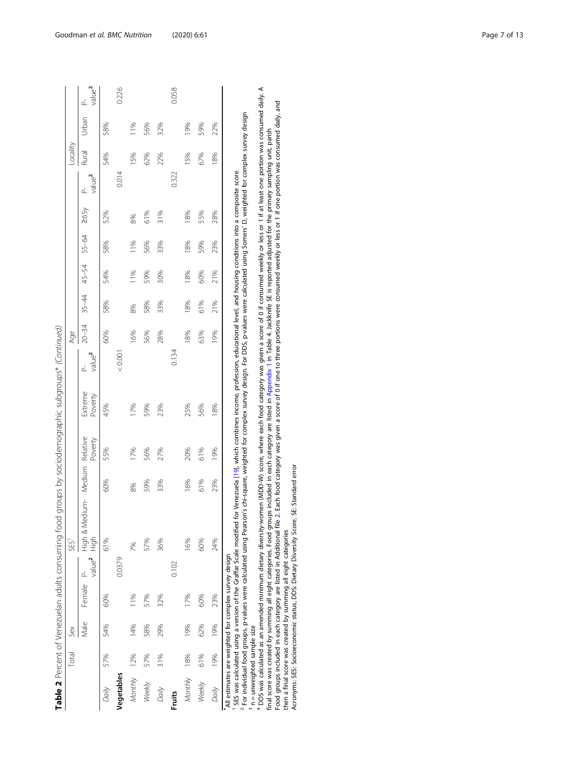**Table 2** Percent of Venezuelan adults consuming food groups by sociodemographic subgroups* *(Continued)*

| | Total | Sex | | | SES[1] | | | | | Age | | | | | | | Locality | | |
|---|---|---|---|---|---|---|---|---|---|---|---|---|---|---|---|---|---|---|---|
| | | Male | Female | P-value[2] | High & Medium-High | Medium | Relative Poverty | Extreme Poverty | P-value[2] | 20–34 | 35–44 | 45–54 | 55–64 | ≥65y | P-value[2] | Rural | Urban | P-value[2] |
| *Daily* | 57% | 54% | 60% | | 61% | 60% | 55% | 45% | | 60% | 58% | 54% | 58% | 52% | | 54% | 58% | |
| **Vegetables** | | | | 0.0379 | | | | | < 0.001 | | | | | | 0.014 | | | 0.226 |
| *Monthly* | 12% | 14% | 11% | | 7% | 8% | 17% | 17% | | 16% | 8% | 11% | 11% | 8% | | 15% | 11% | |
| *Weekly* | 57% | 58% | 57% | | 57% | 59% | 56% | 59% | | 56% | 58% | 59% | 56% | 61% | | 62% | 56% | |
| *Daily* | 31% | 29% | 32% | | 36% | 33% | 27% | 23% | | 28% | 33% | 30% | 33% | 31% | | 22% | 32% | |
| **Fruits** | | | | 0.102 | | | | | 0.134 | | | | | | 0.322 | | | 0.058 |
| *Monthly* | 18% | 19% | 17% | | 16% | 16% | 20% | 25% | | 18% | 18% | 18% | 18% | 18% | | 15% | 19% | |
| *Weekly* | 61% | 62% | 60% | | 60% | 61% | 61% | 56% | | 63% | 61% | 60% | 59% | 55% | | 67% | 59% | |
| *Daily* | 19% | 19% | 23% | | 24% | 23% | 19% | 18% | | 19% | 21% | 21% | 23% | 28% | | 18% | 22% | |

*All estimates are weighted for complex survey design

[1] SES was calculated using a version of the Graffar Scale modified for Venezuela [19], which combines income, profession, educational level, and housing conditions into a composite score

[2] For individual food groups, p-values were calculated using Pearson's chi-square, weighted for complex survey design. For DDS, p-values were calculated using Somers' D, weighted for complex survey design

[3] n = unweighted sample size

[4] DDS was calculated as an amended minimum dietary diversity-women (MDD-W) score, where each food category was given a score of 0 if consumed weekly or less or 1 if at least one portion was consumed daily. A final score was created by summing all eight categories. Food groups included in each category are listed in Appendix 1 in Table 4. Jackknife SE is reported adjusted for the primary sampling unit, parish

Food groups included in each category are listed in Additional file 2. Each food category was given a score of 0 if one to three portions were consumed weekly or less or 1 if one portion was consumed daily, and then a final score was created by summing all eight categories

Acronyms: SES: Socioeconomic status, DDS: Dietary Diversity Score, SE: Standard error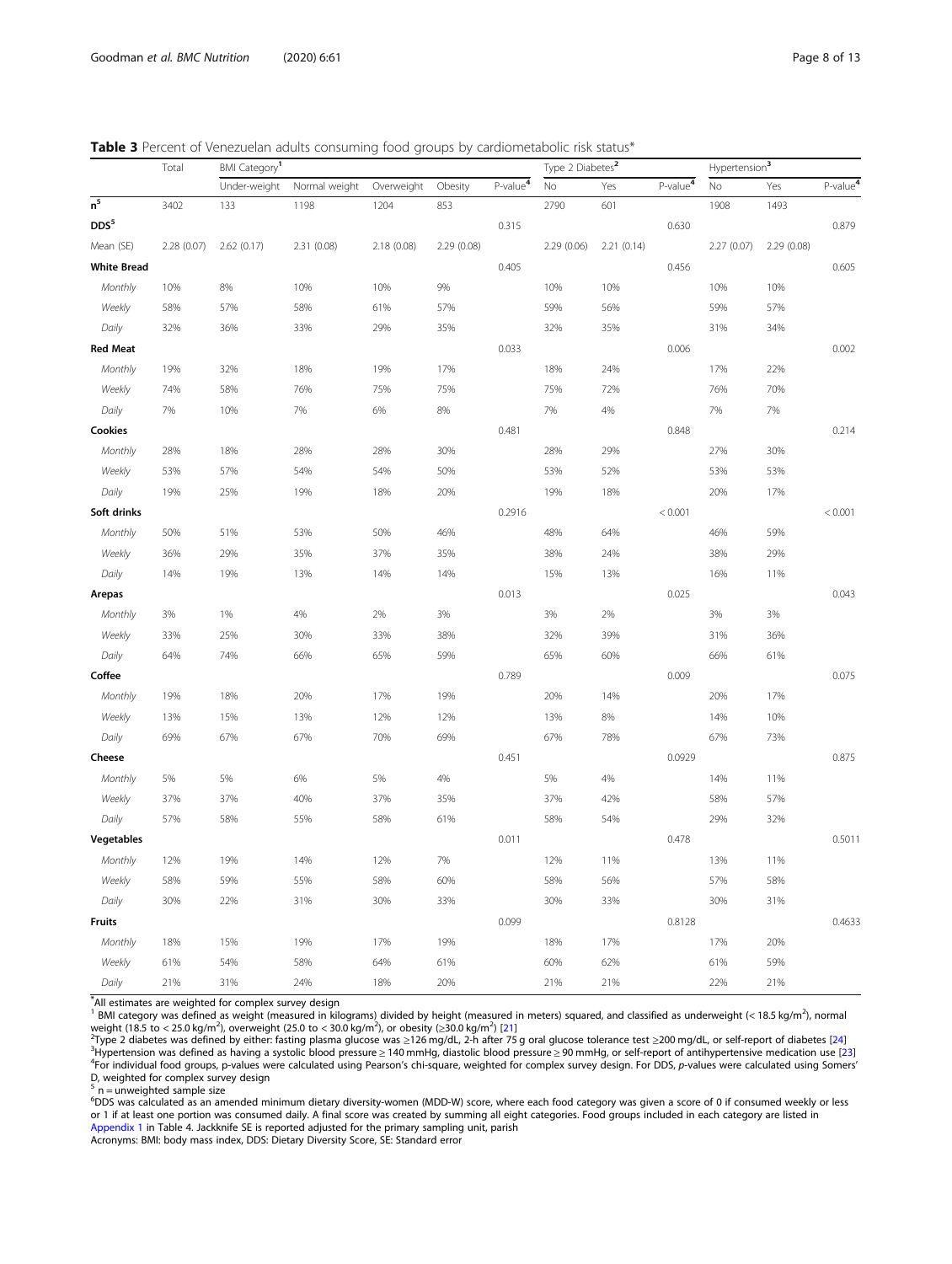**Table 3** Percent of Venezuelan adults consuming food groups by cardiometabolic risk status*

| | Total | BMI Category[1] | | | | | Type 2 Diabetes[2] | | | Hypertension[3] | | |
|---|---|---|---|---|---|---|---|---|---|---|---|---|
| | | Under-weight | Normal weight | Overweight | Obesity | P-value[4] | No | Yes | P-value[4] | No | Yes | P-value[4] |
| n[5] | 3402 | 133 | 1198 | 1204 | 853 | | 2790 | 601 | | 1908 | 1493 | |
| **DDS[5]** | | | | | | 0.315 | | | 0.630 | | | 0.879 |
| Mean (SE) | 2.28 (0.07) | 2.62 (0.17) | 2.31 (0.08) | 2.18 (0.08) | 2.29 (0.08) | | 2.29 (0.06) | 2.21 (0.14) | | 2.27 (0.07) | 2.29 (0.08) | |
| **White Bread** | | | | | | 0.405 | | | 0.456 | | | 0.605 |
| *Monthly* | 10% | 8% | 10% | 10% | 9% | | 10% | 10% | | 10% | 10% | |
| *Weekly* | 58% | 57% | 58% | 61% | 57% | | 59% | 56% | | 59% | 57% | |
| *Daily* | 32% | 36% | 33% | 29% | 35% | | 32% | 35% | | 31% | 34% | |
| **Red Meat** | | | | | | 0.033 | | | 0.006 | | | 0.002 |
| *Monthly* | 19% | 32% | 18% | 19% | 17% | | 18% | 24% | | 17% | 22% | |
| *Weekly* | 74% | 58% | 76% | 75% | 75% | | 75% | 72% | | 76% | 70% | |
| *Daily* | 7% | 10% | 7% | 6% | 8% | | 7% | 4% | | 7% | 7% | |
| **Cookies** | | | | | | 0.481 | | | 0.848 | | | 0.214 |
| *Monthly* | 28% | 18% | 28% | 28% | 30% | | 28% | 29% | | 27% | 30% | |
| *Weekly* | 53% | 57% | 54% | 54% | 50% | | 53% | 52% | | 53% | 53% | |
| *Daily* | 19% | 25% | 19% | 18% | 20% | | 19% | 18% | | 20% | 17% | |
| **Soft drinks** | | | | | | 0.2916 | | | < 0.001 | | | < 0.001 |
| *Monthly* | 50% | 51% | 53% | 50% | 46% | | 48% | 64% | | 46% | 59% | |
| *Weekly* | 36% | 29% | 35% | 37% | 35% | | 38% | 24% | | 38% | 29% | |
| *Daily* | 14% | 19% | 13% | 14% | 14% | | 15% | 13% | | 16% | 11% | |
| **Arepas** | | | | | | 0.013 | | | 0.025 | | | 0.043 |
| *Monthly* | 3% | 1% | 4% | 2% | 3% | | 3% | 2% | | 3% | 3% | |
| *Weekly* | 33% | 25% | 30% | 33% | 38% | | 32% | 39% | | 31% | 36% | |
| *Daily* | 64% | 74% | 66% | 65% | 59% | | 65% | 60% | | 66% | 61% | |
| **Coffee** | | | | | | 0.789 | | | 0.009 | | | 0.075 |
| *Monthly* | 19% | 18% | 20% | 17% | 19% | | 20% | 14% | | 20% | 17% | |
| *Weekly* | 13% | 15% | 13% | 12% | 12% | | 13% | 8% | | 14% | 10% | |
| *Daily* | 69% | 67% | 67% | 70% | 69% | | 67% | 78% | | 67% | 73% | |
| **Cheese** | | | | | | 0.451 | | | 0.0929 | | | 0.875 |
| *Monthly* | 5% | 5% | 6% | 5% | 4% | | 5% | 4% | | 14% | 11% | |
| *Weekly* | 37% | 37% | 40% | 37% | 35% | | 37% | 42% | | 58% | 57% | |
| *Daily* | 57% | 58% | 55% | 58% | 61% | | 58% | 54% | | 29% | 32% | |
| **Vegetables** | | | | | | 0.011 | | | 0.478 | | | 0.5011 |
| *Monthly* | 12% | 19% | 14% | 12% | 7% | | 12% | 11% | | 13% | 11% | |
| *Weekly* | 58% | 59% | 55% | 58% | 60% | | 58% | 56% | | 57% | 58% | |
| *Daily* | 30% | 22% | 31% | 30% | 33% | | 30% | 33% | | 30% | 31% | |
| **Fruits** | | | | | | 0.099 | | | 0.8128 | | | 0.4633 |
| *Monthly* | 18% | 15% | 19% | 17% | 19% | | 18% | 17% | | 17% | 20% | |
| *Weekly* | 61% | 54% | 58% | 64% | 61% | | 60% | 62% | | 61% | 59% | |
| *Daily* | 21% | 31% | 24% | 18% | 20% | | 21% | 21% | | 22% | 21% | |

*All estimates are weighted for complex survey design

[1] BMI category was defined as weight (measured in kilograms) divided by height (measured in meters) squared, and classified as underweight (< 18.5 kg/m$^2$), normal weight (18.5 to < 25.0 kg/m$^2$), overweight (25.0 to < 30.0 kg/m$^2$), or obesity (≥30.0 kg/m$^2$) [21]

[2] Type 2 diabetes was defined by either: fasting plasma glucose was ≥126 mg/dL, 2-h after 75 g oral glucose tolerance test ≥200 mg/dL, or self-report of diabetes [24]

[3] Hypertension was defined as having a systolic blood pressure ≥ 140 mmHg, diastolic blood pressure ≥ 90 mmHg, or self-report of antihypertensive medication use [23]

[4] For individual food groups, p-values were calculated using Pearson's chi-square, weighted for complex survey design. For DDS, *p*-values were calculated using Somers' D, weighted for complex survey design

[5] n = unweighted sample size

[6] DDS was calculated as an amended minimum dietary diversity-women (MDD-W) score, where each food category was given a score of 0 if consumed weekly or less or 1 if at least one portion was consumed daily. A final score was created by summing all eight categories. Food groups included in each category are listed in Appendix 1 in Table 4. Jackknife SE is reported adjusted for the primary sampling unit, parish

Acronyms: BMI: body mass index, DDS: Dietary Diversity Score, SE: Standard error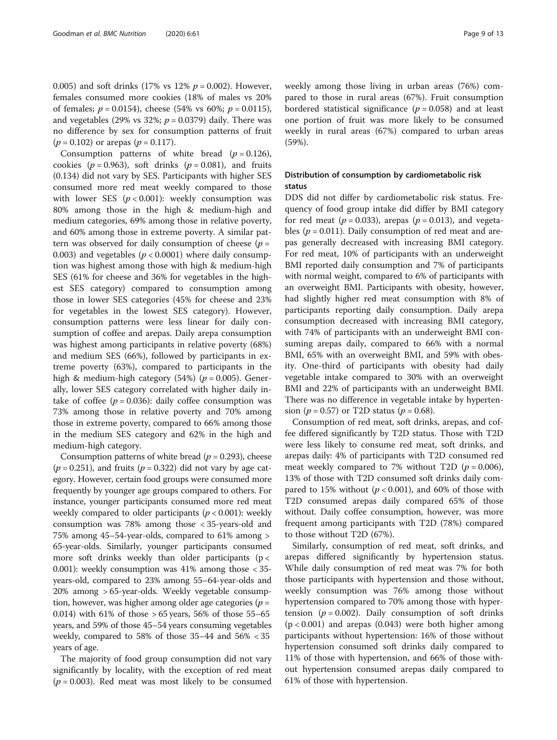0.005) and soft drinks (17% vs 12% $p = 0.002$). However, females consumed more cookies (18% of males vs 20% of females; $p = 0.0154$), cheese (54% vs 60%; $p = 0.0115$), and vegetables (29% vs 32%; $p = 0.0379$) daily. There was no difference by sex for consumption patterns of fruit ($p = 0.102$) or arepas ($p = 0.117$).

Consumption patterns of white bread ($p = 0.126$), cookies ($p = 0.963$), soft drinks ($p = 0.081$), and fruits (0.134) did not vary by SES. Participants with higher SES consumed more red meat weekly compared to those with lower SES ($p < 0.001$): weekly consumption was 80% among those in the high & medium-high and medium categories, 69% among those in relative poverty, and 60% among those in extreme poverty. A similar pattern was observed for daily consumption of cheese ($p = 0.003$) and vegetables ($p < 0.0001$) where daily consumption was highest among those with high & medium-high SES (61% for cheese and 36% for vegetables in the highest SES category) compared to consumption among those in lower SES categories (45% for cheese and 23% for vegetables in the lowest SES category). However, consumption patterns were less linear for daily consumption of coffee and arepas. Daily arepa consumption was highest among participants in relative poverty (68%) and medium SES (66%), followed by participants in extreme poverty (63%), compared to participants in the high & medium-high category (54%) ($p = 0.005$). Generally, lower SES category correlated with higher daily intake of coffee ($p = 0.036$): daily coffee consumption was 73% among those in relative poverty and 70% among those in extreme poverty, compared to 66% among those in the medium SES category and 62% in the high and medium-high category.

Consumption patterns of white bread ($p = 0.293$), cheese ($p = 0.251$), and fruits ($p = 0.322$) did not vary by age category. However, certain food groups were consumed more frequently by younger age groups compared to others. For instance, younger participants consumed more red meat weekly compared to older participants ($p < 0.001$): weekly consumption was 78% among those < 35-years-old and 75% among 45–54-year-olds, compared to 61% among > 65-year-olds. Similarly, younger participants consumed more soft drinks weekly than older participants ($p < 0.001$): weekly consumption was 41% among those < 35-years-old, compared to 23% among 55–64-year-olds and 20% among > 65-year-olds. Weekly vegetable consumption, however, was higher among older age categories ($p = 0.014$) with 61% of those > 65 years, 56% of those 55–65 years, and 59% of those 45–54 years consuming vegetables weekly, compared to 58% of those 35–44 and 56% < 35 years of age.

The majority of food group consumption did not vary significantly by locality, with the exception of red meat ($p = 0.003$). Red meat was most likely to be consumed weekly among those living in urban areas (76%) compared to those in rural areas (67%). Fruit consumption bordered statistical significance ($p = 0.058$) and at least one portion of fruit was more likely to be consumed weekly in rural areas (67%) compared to urban areas (59%).

## Distribution of consumption by cardiometabolic risk status

DDS did not differ by cardiometabolic risk status. Frequency of food group intake did differ by BMI category for red meat ($p = 0.033$), arepas ($p = 0.013$), and vegetables ($p = 0.011$). Daily consumption of red meat and arepas generally decreased with increasing BMI category. For red meat, 10% of participants with an underweight BMI reported daily consumption and 7% of participants with normal weight, compared to 6% of participants with an overweight BMI. Participants with obesity, however, had slightly higher red meat consumption with 8% of participants reporting daily consumption. Daily arepa consumption decreased with increasing BMI category, with 74% of participants with an underweight BMI consuming arepas daily, compared to 66% with a normal BMI, 65% with an overweight BMI, and 59% with obesity. One-third of participants with obesity had daily vegetable intake compared to 30% with an overweight BMI and 22% of participants with an underweight BMI. There was no difference in vegetable intake by hypertension ($p = 0.57$) or T2D status ($p = 0.68$).

Consumption of red meat, soft drinks, arepas, and coffee differed significantly by T2D status. Those with T2D were less likely to consume red meat, soft drinks, and arepas daily: 4% of participants with T2D consumed red meat weekly compared to 7% without T2D ($p = 0.006$), 13% of those with T2D consumed soft drinks daily compared to 15% without ($p < 0.001$), and 60% of those with T2D consumed arepas daily compared 65% of those without. Daily coffee consumption, however, was more frequent among participants with T2D (78%) compared to those without T2D (67%).

Similarly, consumption of red meat, soft drinks, and arepas differed significantly by hypertension status. While daily consumption of red meat was 7% for both those participants with hypertension and those without, weekly consumption was 76% among those without hypertension compared to 70% among those with hypertension ($p = 0.002$). Daily consumption of soft drinks ($p < 0.001$) and arepas (0.043) were both higher among participants without hypertension: 16% of those without hypertension consumed soft drinks daily compared to 11% of those with hypertension, and 66% of those without hypertension consumed arepas daily compared to 61% of those with hypertension.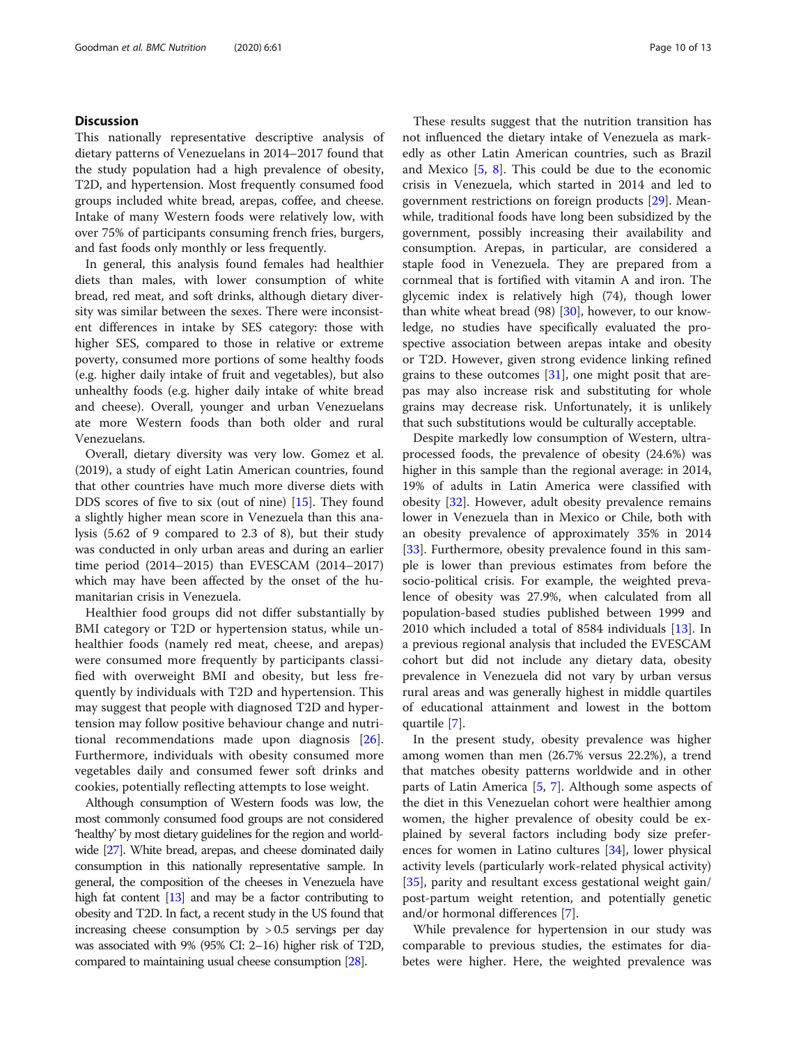## Discussion

This nationally representative descriptive analysis of dietary patterns of Venezuelans in 2014–2017 found that the study population had a high prevalence of obesity, T2D, and hypertension. Most frequently consumed food groups included white bread, arepas, coffee, and cheese. Intake of many Western foods were relatively low, with over 75% of participants consuming french fries, burgers, and fast foods only monthly or less frequently.

In general, this analysis found females had healthier diets than males, with lower consumption of white bread, red meat, and soft drinks, although dietary diversity was similar between the sexes. There were inconsistent differences in intake by SES category: those with higher SES, compared to those in relative or extreme poverty, consumed more portions of some healthy foods (e.g. higher daily intake of fruit and vegetables), but also unhealthy foods (e.g. higher daily intake of white bread and cheese). Overall, younger and urban Venezuelans ate more Western foods than both older and rural Venezuelans.

Overall, dietary diversity was very low. Gomez et al. (2019), a study of eight Latin American countries, found that other countries have much more diverse diets with DDS scores of five to six (out of nine) [15]. They found a slightly higher mean score in Venezuela than this analysis (5.62 of 9 compared to 2.3 of 8), but their study was conducted in only urban areas and during an earlier time period (2014–2015) than EVESCAM (2014–2017) which may have been affected by the onset of the humanitarian crisis in Venezuela.

Healthier food groups did not differ substantially by BMI category or T2D or hypertension status, while unhealthier foods (namely red meat, cheese, and arepas) were consumed more frequently by participants classified with overweight BMI and obesity, but less frequently by individuals with T2D and hypertension. This may suggest that people with diagnosed T2D and hypertension may follow positive behaviour change and nutritional recommendations made upon diagnosis [26]. Furthermore, individuals with obesity consumed more vegetables daily and consumed fewer soft drinks and cookies, potentially reflecting attempts to lose weight.

Although consumption of Western foods was low, the most commonly consumed food groups are not considered 'healthy' by most dietary guidelines for the region and worldwide [27]. White bread, arepas, and cheese dominated daily consumption in this nationally representative sample. In general, the composition of the cheeses in Venezuela have high fat content [13] and may be a factor contributing to obesity and T2D. In fact, a recent study in the US found that increasing cheese consumption by > 0.5 servings per day was associated with 9% (95% CI: 2–16) higher risk of T2D, compared to maintaining usual cheese consumption [28].

These results suggest that the nutrition transition has not influenced the dietary intake of Venezuela as markedly as other Latin American countries, such as Brazil and Mexico [5, 8]. This could be due to the economic crisis in Venezuela, which started in 2014 and led to government restrictions on foreign products [29]. Meanwhile, traditional foods have long been subsidized by the government, possibly increasing their availability and consumption. Arepas, in particular, are considered a staple food in Venezuela. They are prepared from a cornmeal that is fortified with vitamin A and iron. The glycemic index is relatively high (74), though lower than white wheat bread (98) [30], however, to our knowledge, no studies have specifically evaluated the prospective association between arepas intake and obesity or T2D. However, given strong evidence linking refined grains to these outcomes [31], one might posit that arepas may also increase risk and substituting for whole grains may decrease risk. Unfortunately, it is unlikely that such substitutions would be culturally acceptable.

Despite markedly low consumption of Western, ultra-processed foods, the prevalence of obesity (24.6%) was higher in this sample than the regional average: in 2014, 19% of adults in Latin America were classified with obesity [32]. However, adult obesity prevalence remains lower in Venezuela than in Mexico or Chile, both with an obesity prevalence of approximately 35% in 2014 [33]. Furthermore, obesity prevalence found in this sample is lower than previous estimates from before the socio-political crisis. For example, the weighted prevalence of obesity was 27.9%, when calculated from all population-based studies published between 1999 and 2010 which included a total of 8584 individuals [13]. In a previous regional analysis that included the EVESCAM cohort but did not include any dietary data, obesity prevalence in Venezuela did not vary by urban versus rural areas and was generally highest in middle quartiles of educational attainment and lowest in the bottom quartile [7].

In the present study, obesity prevalence was higher among women than men (26.7% versus 22.2%), a trend that matches obesity patterns worldwide and in other parts of Latin America [5, 7]. Although some aspects of the diet in this Venezuelan cohort were healthier among women, the higher prevalence of obesity could be explained by several factors including body size preferences for women in Latino cultures [34], lower physical activity levels (particularly work-related physical activity) [35], parity and resultant excess gestational weight gain/post-partum weight retention, and potentially genetic and/or hormonal differences [7].

While prevalence for hypertension in our study was comparable to previous studies, the estimates for diabetes were higher. Here, the weighted prevalence was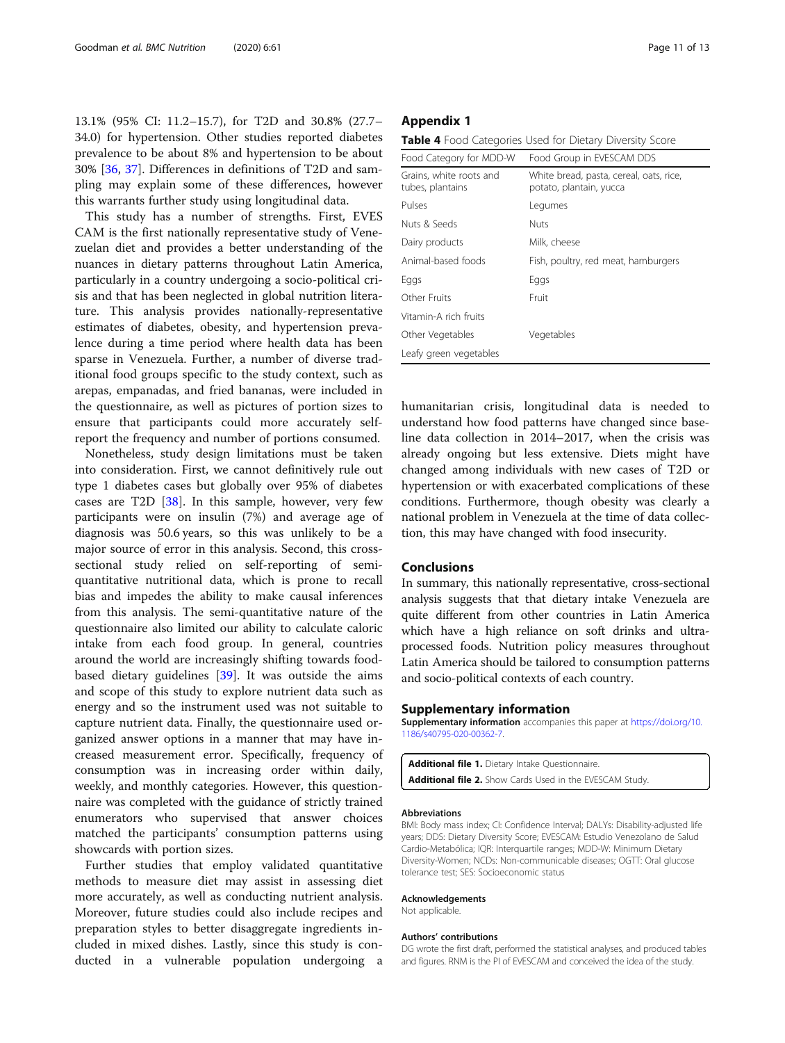13.1% (95% CI: 11.2–15.7), for T2D and 30.8% (27.7–34.0) for hypertension. Other studies reported diabetes prevalence to be about 8% and hypertension to be about 30% [36, 37]. Differences in definitions of T2D and sampling may explain some of these differences, however this warrants further study using longitudinal data.

This study has a number of strengths. First, EVESCAM is the first nationally representative study of Venezuelan diet and provides a better understanding of the nuances in dietary patterns throughout Latin America, particularly in a country undergoing a socio-political crisis and that has been neglected in global nutrition literature. This analysis provides nationally-representative estimates of diabetes, obesity, and hypertension prevalence during a time period where health data has been sparse in Venezuela. Further, a number of diverse traditional food groups specific to the study context, such as arepas, empanadas, and fried bananas, were included in the questionnaire, as well as pictures of portion sizes to ensure that participants could more accurately self-report the frequency and number of portions consumed.

Nonetheless, study design limitations must be taken into consideration. First, we cannot definitively rule out type 1 diabetes cases but globally over 95% of diabetes cases are T2D [38]. In this sample, however, very few participants were on insulin (7%) and average age of diagnosis was 50.6 years, so this was unlikely to be a major source of error in this analysis. Second, this cross-sectional study relied on self-reporting of semi-quantitative nutritional data, which is prone to recall bias and impedes the ability to make causal inferences from this analysis. The semi-quantitative nature of the questionnaire also limited our ability to calculate caloric intake from each food group. In general, countries around the world are increasingly shifting towards food-based dietary guidelines [39]. It was outside the aims and scope of this study to explore nutrient data such as energy and so the instrument used was not suitable to capture nutrient data. Finally, the questionnaire used organized answer options in a manner that may have increased measurement error. Specifically, frequency of consumption was in increasing order within daily, weekly, and monthly categories. However, this questionnaire was completed with the guidance of strictly trained enumerators who supervised that answer choices matched the participants' consumption patterns using showcards with portion sizes.

Further studies that employ validated quantitative methods to measure diet may assist in assessing diet more accurately, as well as conducting nutrient analysis. Moreover, future studies could also include recipes and preparation styles to better disaggregate ingredients included in mixed dishes. Lastly, since this study is conducted in a vulnerable population undergoing a humanitarian crisis, longitudinal data is needed to understand how food patterns have changed since baseline data collection in 2014–2017, when the crisis was already ongoing but less extensive. Diets might have changed among individuals with new cases of T2D or hypertension or with exacerbated complications of these conditions. Furthermore, though obesity was clearly a national problem in Venezuela at the time of data collection, this may have changed with food insecurity.

## Appendix 1

**Table 4** Food Categories Used for Dietary Diversity Score

| Food Category for MDD-W | Food Group in EVESCAM DDS |
|---|---|
| Grains, white roots and tubes, plantains | White bread, pasta, cereal, oats, rice, potato, plantain, yucca |
| Pulses | Legumes |
| Nuts & Seeds | Nuts |
| Dairy products | Milk, cheese |
| Animal-based foods | Fish, poultry, red meat, hamburgers |
| Eggs | Eggs |
| Other Fruits | Fruit |
| Vitamin-A rich fruits | |
| Other Vegetables | Vegetables |
| Leafy green vegetables | |

## Conclusions

In summary, this nationally representative, cross-sectional analysis suggests that that dietary intake Venezuela are quite different from other countries in Latin America which have a high reliance on soft drinks and ultra-processed foods. Nutrition policy measures throughout Latin America should be tailored to consumption patterns and socio-political contexts of each country.

## Supplementary information

**Supplementary information** accompanies this paper at https://doi.org/10.1186/s40795-020-00362-7.

**Additional file 1.** Dietary Intake Questionnaire.
**Additional file 2.** Show Cards Used in the EVESCAM Study.

### Abbreviations

BMI: Body mass index; CI: Confidence Interval; DALYs: Disability-adjusted life years; DDS: Dietary Diversity Score; EVESCAM: Estudio Venezolano de Salud Cardio-Metabólica; IQR: Interquartile ranges; MDD-W: Minimum Dietary Diversity-Women; NCDs: Non-communicable diseases; OGTT: Oral glucose tolerance test; SES: Socioeconomic status

### Acknowledgements

Not applicable.

### Authors' contributions

DG wrote the first draft, performed the statistical analyses, and produced tables and figures. RNM is the PI of EVESCAM and conceived the idea of the study.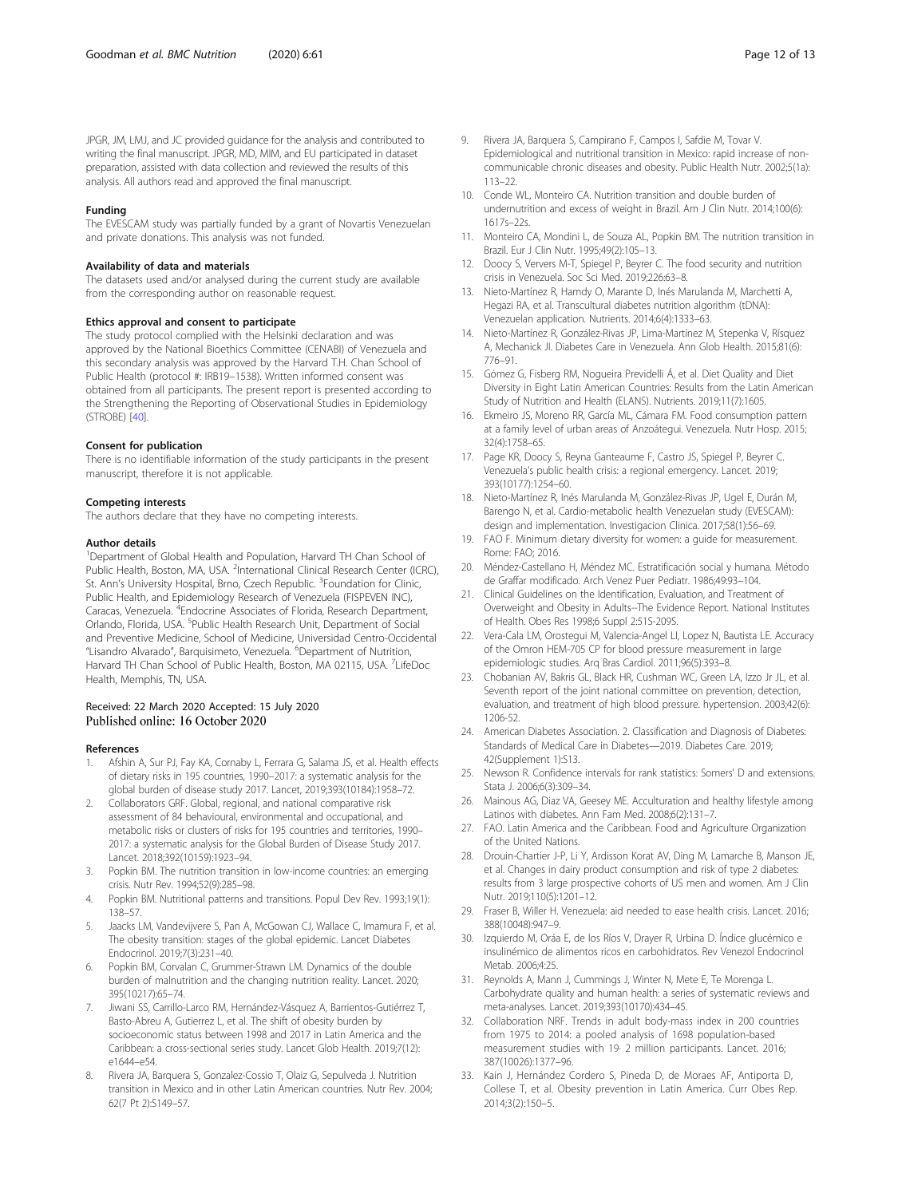JPGR, JM, LMJ, and JC provided guidance for the analysis and contributed to writing the final manuscript. JPGR, MD, MIM, and EU participated in dataset preparation, assisted with data collection and reviewed the results of this analysis. All authors read and approved the final manuscript.

#### Funding

The EVESCAM study was partially funded by a grant of Novartis Venezuelan and private donations. This analysis was not funded.

#### Availability of data and materials

The datasets used and/or analysed during the current study are available from the corresponding author on reasonable request.

#### Ethics approval and consent to participate

The study protocol complied with the Helsinki declaration and was approved by the National Bioethics Committee (CENABI) of Venezuela and this secondary analysis was approved by the Harvard T.H. Chan School of Public Health (protocol #: IRB19–1538). Written informed consent was obtained from all participants. The present report is presented according to the Strengthening the Reporting of Observational Studies in Epidemiology (STROBE) [40].

#### Consent for publication

There is no identifiable information of the study participants in the present manuscript, therefore it is not applicable.

#### Competing interests

The authors declare that they have no competing interests.

#### Author details

[1]Department of Global Health and Population, Harvard TH Chan School of Public Health, Boston, MA, USA. [2]International Clinical Research Center (ICRC), St. Ann's University Hospital, Brno, Czech Republic. [3]Foundation for Clinic, Public Health, and Epidemiology Research of Venezuela (FISPEVEN INC), Caracas, Venezuela. [4]Endocrine Associates of Florida, Research Department, Orlando, Florida, USA. [5]Public Health Research Unit, Department of Social and Preventive Medicine, School of Medicine, Universidad Centro-Occidental "Lisandro Alvarado", Barquisimeto, Venezuela. [6]Department of Nutrition, Harvard TH Chan School of Public Health, Boston, MA 02115, USA. [7]LifeDoc Health, Memphis, TN, USA.

Received: 22 March 2020 Accepted: 15 July 2020
Published online: 16 October 2020

#### References

1. Afshin A, Sur PJ, Fay KA, Cornaby L, Ferrara G, Salama JS, et al. Health effects of dietary risks in 195 countries, 1990–2017: a systematic analysis for the global burden of disease study 2017. Lancet. 2019;393(10184):1958–72.
2. Collaborators GRF. Global, regional, and national comparative risk assessment of 84 behavioural, environmental and occupational, and metabolic risks or clusters of risks for 195 countries and territories, 1990–2017: a systematic analysis for the Global Burden of Disease Study 2017. Lancet. 2018;392(10159):1923–94.
3. Popkin BM. The nutrition transition in low-income countries: an emerging crisis. Nutr Rev. 1994;52(9):285–98.
4. Popkin BM. Nutritional patterns and transitions. Popul Dev Rev. 1993;19(1): 138–57.
5. Jaacks LM, Vandevijvere S, Pan A, McGowan CJ, Wallace C, Imamura F, et al. The obesity transition: stages of the global epidemic. Lancet Diabetes Endocrinol. 2019;7(3):231–40.
6. Popkin BM, Corvalan C, Grummer-Strawn LM. Dynamics of the double burden of malnutrition and the changing nutrition reality. Lancet. 2020; 395(10217):65–74.
7. Jiwani SS, Carrillo-Larco RM, Hernández-Vásquez A, Barrientos-Gutiérrez T, Basto-Abreu A, Gutierrez L, et al. The shift of obesity burden by socioeconomic status between 1998 and 2017 in Latin America and the Caribbean: a cross-sectional series study. Lancet Glob Health. 2019;7(12): e1644–e54.
8. Rivera JA, Barquera S, Gonzalez-Cossio T, Olaiz G, Sepulveda J. Nutrition transition in Mexico and in other Latin American countries. Nutr Rev. 2004; 62(7 Pt 2):S149–57.
9. Rivera JA, Barquera S, Campirano F, Campos I, Safdie M, Tovar V. Epidemiological and nutritional transition in Mexico: rapid increase of non-communicable chronic diseases and obesity. Public Health Nutr. 2002;5(1a): 113–22.
10. Conde WL, Monteiro CA. Nutrition transition and double burden of undernutrition and excess of weight in Brazil. Am J Clin Nutr. 2014;100(6): 1617s–22s.
11. Monteiro CA, Mondini L, de Souza AL, Popkin BM. The nutrition transition in Brazil. Eur J Clin Nutr. 1995;49(2):105–13.
12. Doocy S, Ververs M-T, Spiegel P, Beyrer C. The food security and nutrition crisis in Venezuela. Soc Sci Med. 2019;226:63–8.
13. Nieto-Martínez R, Hamdy O, Marante D, Inés Marulanda M, Marchetti A, Hegazi RA, et al. Transcultural diabetes nutrition algorithm (tDNA): Venezuelan application. Nutrients. 2014;6(4):1333–63.
14. Nieto-Martínez R, González-Rivas JP, Lima-Martínez M, Stepenka V, Rísquez A, Mechanick JI. Diabetes Care in Venezuela. Ann Glob Health. 2015;81(6): 776–91.
15. Gómez G, Fisberg RM, Nogueira Previdelli Á, et al. Diet Quality and Diet Diversity in Eight Latin American Countries: Results from the Latin American Study of Nutrition and Health (ELANS). Nutrients. 2019;11(7):1605.
16. Ekmeiro JS, Moreno RR, García ML, Cámara FM. Food consumption pattern at a family level of urban areas of Anzoátegui. Venezuela. Nutr Hosp. 2015; 32(4):1758–65.
17. Page KR, Doocy S, Reyna Ganteaume F, Castro JS, Spiegel P, Beyrer C. Venezuela's public health crisis: a regional emergency. Lancet. 2019; 393(10177):1254–60.
18. Nieto-Martínez R, Inés Marulanda M, González-Rivas JP, Ugel E, Durán M, Barengo N, et al. Cardio-metabolic health Venezuelan study (EVESCAM): design and implementation. Investigacion Clinica. 2017;58(1):56–69.
19. FAO F. Minimum dietary diversity for women: a guide for measurement. Rome: FAO; 2016.
20. Méndez-Castellano H, Méndez MC. Estratificación social y humana. Método de Graffar modificado. Arch Venez Puer Pediatr. 1986;49:93–104.
21. Clinical Guidelines on the Identification, Evaluation, and Treatment of Overweight and Obesity in Adults--The Evidence Report. National Institutes of Health. Obes Res 1998;6 Suppl 2:51S-209S.
22. Vera-Cala LM, Orostegui M, Valencia-Angel LI, Lopez N, Bautista LE. Accuracy of the Omron HEM-705 CP for blood pressure measurement in large epidemiologic studies. Arq Bras Cardiol. 2011;96(5):393–8.
23. Chobanian AV, Bakris GL, Black HR, Cushman WC, Green LA, Izzo Jr JL, et al. Seventh report of the joint national committee on prevention, detection, evaluation, and treatment of high blood pressure. hypertension. 2003;42(6): 1206-52.
24. American Diabetes Association. 2. Classification and Diagnosis of Diabetes: Standards of Medical Care in Diabetes—2019. Diabetes Care. 2019; 42(Supplement 1):S13.
25. Newson R. Confidence intervals for rank statistics: Somers' D and extensions. Stata J. 2006;6(3):309–34.
26. Mainous AG, Diaz VA, Geesey ME. Acculturation and healthy lifestyle among Latinos with diabetes. Ann Fam Med. 2008;6(2):131–7.
27. FAO. Latin America and the Caribbean. Food and Agriculture Organization of the United Nations.
28. Drouin-Chartier J-P, Li Y, Ardisson Korat AV, Ding M, Lamarche B, Manson JE, et al. Changes in dairy product consumption and risk of type 2 diabetes: results from 3 large prospective cohorts of US men and women. Am J Clin Nutr. 2019;110(5):1201–12.
29. Fraser B, Willer H. Venezuela: aid needed to ease health crisis. Lancet. 2016; 388(10048):947–9.
30. Izquierdo M, Oráa E, de los Ríos V, Drayer R, Urbina D. Índice glucémico e insulinémico de alimentos ricos en carbohidratos. Rev Venezol Endocrinol Metab. 2006;4:25.
31. Reynolds A, Mann J, Cummings J, Winter N, Mete E, Te Morenga L. Carbohydrate quality and human health: a series of systematic reviews and meta-analyses. Lancet. 2019;393(10170):434–45.
32. Collaboration NRF. Trends in adult body-mass index in 200 countries from 1975 to 2014: a pooled analysis of 1698 population-based measurement studies with 19· 2 million participants. Lancet. 2016; 387(10026):1377–96.
33. Kain J, Hernández Cordero S, Pineda D, de Moraes AF, Antiporta D, Collese T, et al. Obesity prevention in Latin America. Curr Obes Rep. 2014;3(2):150–5.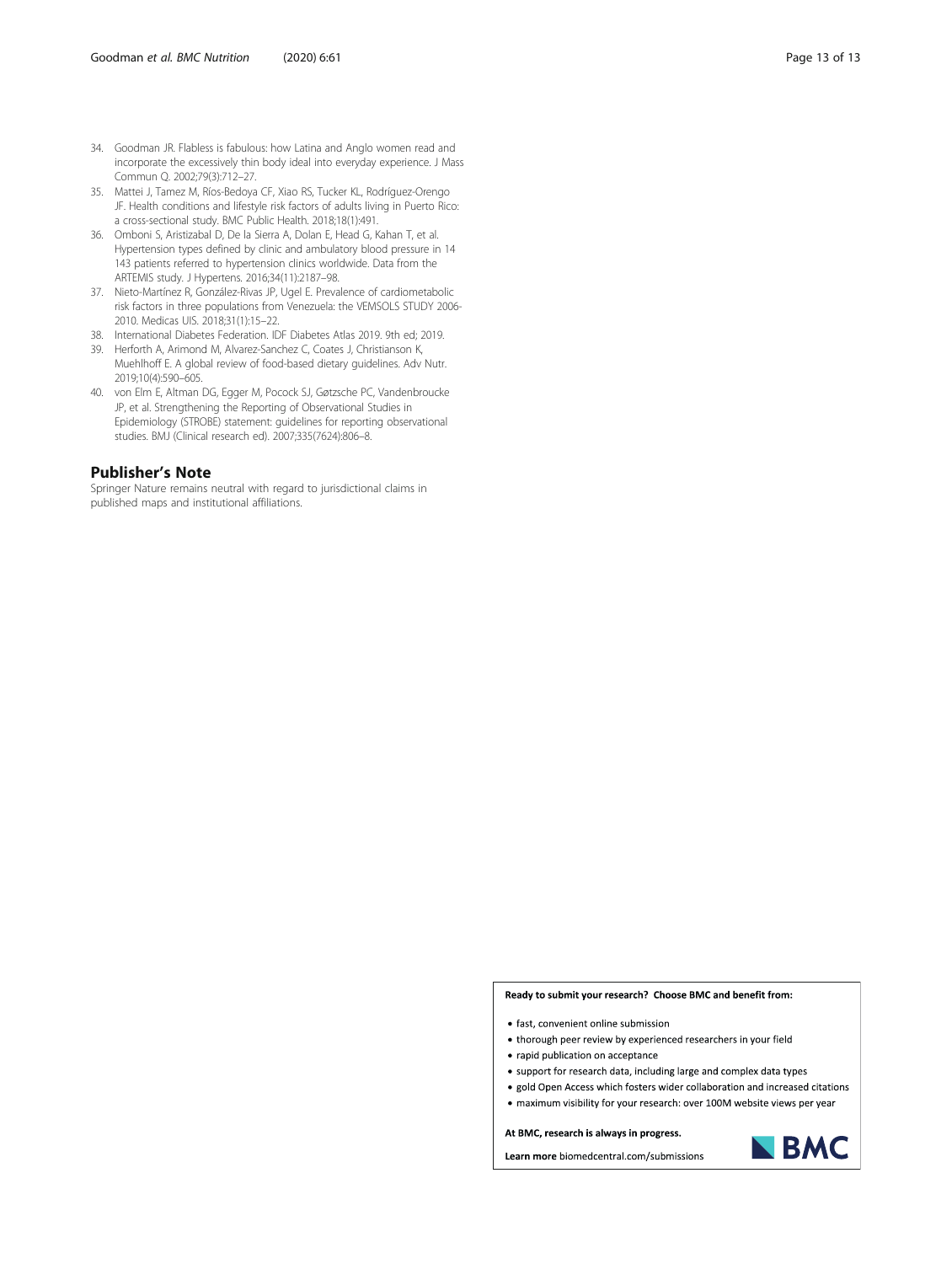34. Goodman JR. Flabless is fabulous: how Latina and Anglo women read and incorporate the excessively thin body ideal into everyday experience. J Mass Commun Q. 2002;79(3):712–27.
35. Mattei J, Tamez M, Ríos-Bedoya CF, Xiao RS, Tucker KL, Rodríguez-Orengo JF. Health conditions and lifestyle risk factors of adults living in Puerto Rico: a cross-sectional study. BMC Public Health. 2018;18(1):491.
36. Omboni S, Aristizabal D, De la Sierra A, Dolan E, Head G, Kahan T, et al. Hypertension types defined by clinic and ambulatory blood pressure in 14 143 patients referred to hypertension clinics worldwide. Data from the ARTEMIS study. J Hypertens. 2016;34(11):2187–98.
37. Nieto-Martínez R, González-Rivas JP, Ugel E. Prevalence of cardiometabolic risk factors in three populations from Venezuela: the VEMSOLS STUDY 2006-2010. Medicas UIS. 2018;31(1):15–22.
38. International Diabetes Federation. IDF Diabetes Atlas 2019. 9th ed; 2019.
39. Herforth A, Arimond M, Alvarez-Sanchez C, Coates J, Christianson K, Muehlhoff E. A global review of food-based dietary guidelines. Adv Nutr. 2019;10(4):590–605.
40. von Elm E, Altman DG, Egger M, Pocock SJ, Gøtzsche PC, Vandenbroucke JP, et al. Strengthening the Reporting of Observational Studies in Epidemiology (STROBE) statement: guidelines for reporting observational studies. BMJ (Clinical research ed). 2007;335(7624):806–8.

## Publisher's Note

Springer Nature remains neutral with regard to jurisdictional claims in published maps and institutional affiliations.

**Ready to submit your research? Choose BMC and benefit from:**

- fast, convenient online submission
- thorough peer review by experienced researchers in your field
- rapid publication on acceptance
- support for research data, including large and complex data types
- gold Open Access which fosters wider collaboration and increased citations
- maximum visibility for your research: over 100M website views per year

**At BMC, research is always in progress.**

**Learn more** biomedcentral.com/submissions

BMC